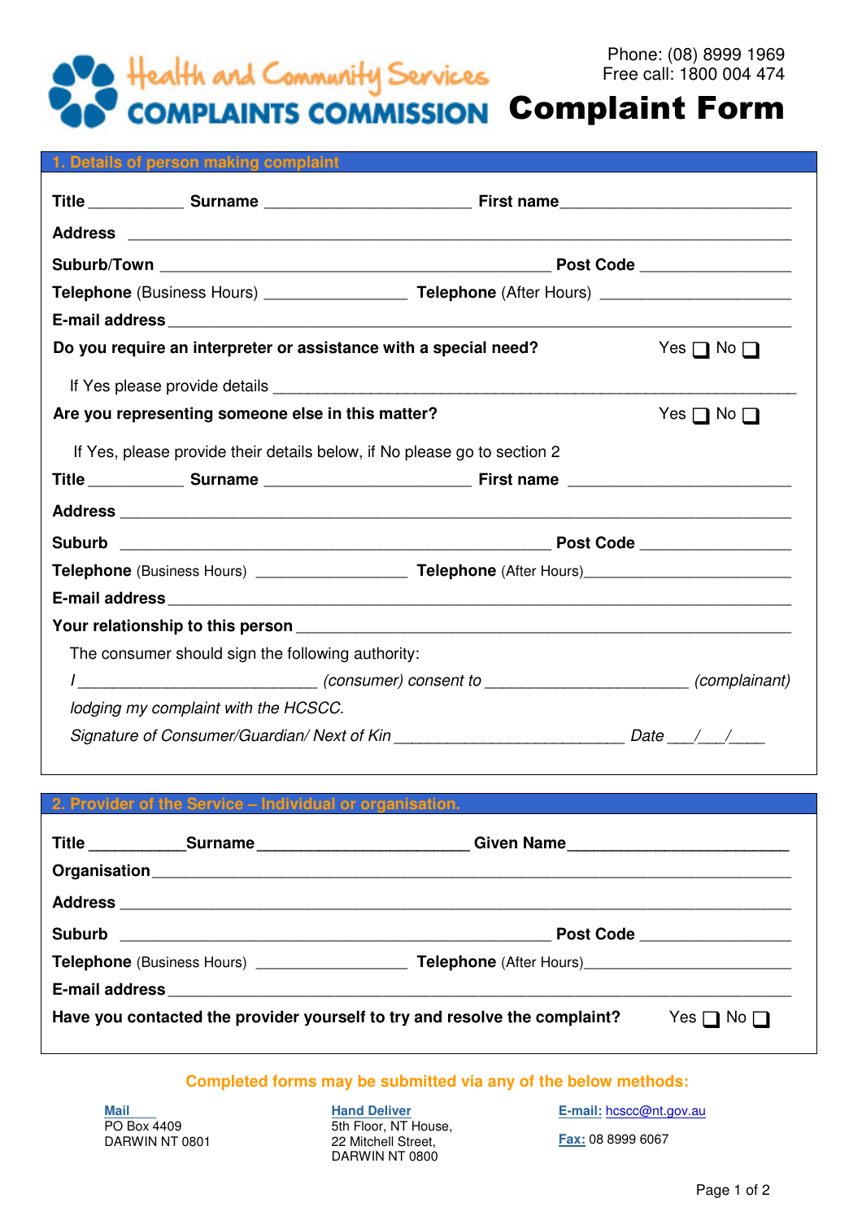# Health and Community Services COMPLAINTS COMMISSION

Phone: (08) 8999 1969
Free call: 1800 004 474

# Complaint Form

## 1. Details of person making complaint

**Title** ___________ **Surname** ________________________ **First name** _________________________

**Address** ______________________________________________________________________

**Suburb/Town** _____________________________________________ **Post Code** _________________

**Telephone** (Business Hours) ________________ **Telephone** (After Hours) ______________________

**E-mail address** __________________________________________________________________

**Do you require an interpreter or assistance with a special need?** Yes ☐ No ☐

If Yes please provide details ___________________________________________________________

**Are you representing someone else in this matter?** Yes ☐ No ☐

If Yes, please provide their details below, if No please go to section 2

**Title** ___________ **Surname** ________________________ **First name** _________________________

**Address** ______________________________________________________________________

**Suburb** _________________________________________________ **Post Code** _________________

**Telephone** (Business Hours) _________________ **Telephone** (After Hours) _______________________

**E-mail address** __________________________________________________________________

**Your relationship to this person** _____________________________________________________

The consumer should sign the following authority:

*I* ___________________________ *(consumer) consent to* _______________________ *(complainant)*

*lodging my complaint with the HCSCC.*

*Signature of Consumer/Guardian/ Next of Kin* __________________________ *Date* ___/___/____

## 2. Provider of the Service – Individual or organisation.

**Title** ___________ **Surname** ________________________ **Given Name** _________________________

**Organisation** ____________________________________________________________________

**Address** ______________________________________________________________________

**Suburb** _________________________________________________ **Post Code** _________________

**Telephone** (Business Hours) _________________ **Telephone** (After Hours) _______________________

**E-mail address** __________________________________________________________________

**Have you contacted the provider yourself to try and resolve the complaint?** Yes ☐ No ☐

**Completed forms may be submitted via any of the below methods:**

**Mail**
PO Box 4409
DARWIN NT 0801

**Hand Deliver**
5th Floor, NT House,
22 Mitchell Street,
DARWIN NT 0800

**E-mail:** hcscc@nt.gov.au

**Fax:** 08 8999 6067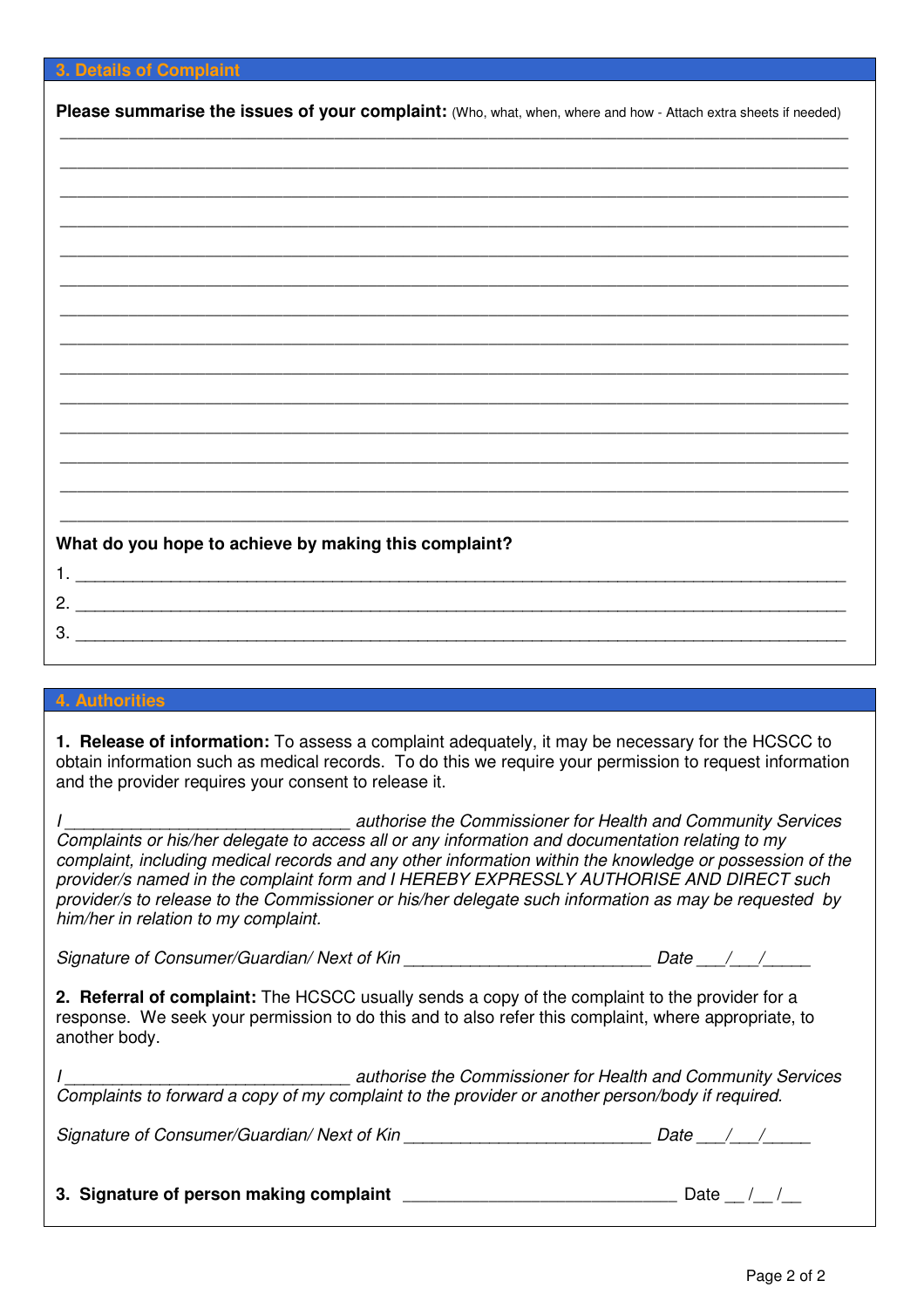## 3. Details of Complaint

**Please summarise the issues of your complaint:** (Who, what, when, where and how - Attach extra sheets if needed)

______________________________________________________________________________

______________________________________________________________________________

______________________________________________________________________________

______________________________________________________________________________

______________________________________________________________________________

______________________________________________________________________________

______________________________________________________________________________

______________________________________________________________________________

______________________________________________________________________________

______________________________________________________________________________

______________________________________________________________________________

______________________________________________________________________________

______________________________________________________________________________

______________________________________________________________________________

**What do you hope to achieve by making this complaint?**

1. ____________________________________________________________________________
2. ____________________________________________________________________________
3. ____________________________________________________________________________

## 4. Authorities

**1. Release of information:** To assess a complaint adequately, it may be necessary for the HCSCC to obtain information such as medical records. To do this we require your permission to request information and the provider requires your consent to release it.

*I ______________________________ authorise the Commissioner for Health and Community Services Complaints or his/her delegate to access all or any information and documentation relating to my complaint, including medical records and any other information within the knowledge or possession of the provider/s named in the complaint form and I HEREBY EXPRESSLY AUTHORISE AND DIRECT such provider/s to release to the Commissioner or his/her delegate such information as may be requested by him/her in relation to my complaint.*

*Signature of Consumer/Guardian/ Next of Kin* __________________________ *Date* ___/___/_____

**2. Referral of complaint:** The HCSCC usually sends a copy of the complaint to the provider for a response. We seek your permission to do this and to also refer this complaint, where appropriate, to another body.

*I ______________________________ authorise the Commissioner for Health and Community Services Complaints to forward a copy of my complaint to the provider or another person/body if required.*

*Signature of Consumer/Guardian/ Next of Kin* __________________________ *Date* ___/___/_____

**3. Signature of person making complaint** _____________________________ Date __ /__ /__